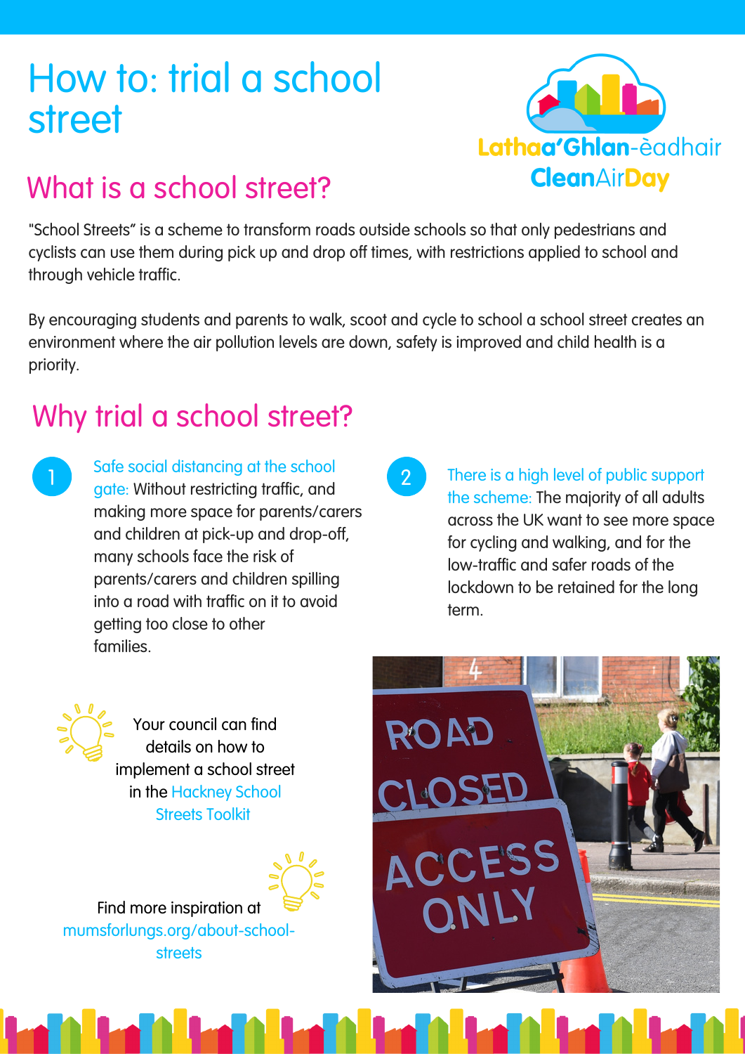# How to: trial a school street

Lathaa'Ghlan-èadhair
CleanAirDay

## What is a school street?

"School Streets" is a scheme to transform roads outside schools so that only pedestrians and cyclists can use them during pick up and drop off times, with restrictions applied to school and through vehicle traffic.

By encouraging students and parents to walk, scoot and cycle to school a school street creates an environment where the air pollution levels are down, safety is improved and child health is a priority.

## Why trial a school street?

1. Safe social distancing at the school gate: Without restricting traffic, and making more space for parents/carers and children at pick-up and drop-off, many schools face the risk of parents/carers and children spilling into a road with traffic on it to avoid getting too close to other families.

2. There is a high level of public support the scheme: The majority of all adults across the UK want to see more space for cycling and walking, and for the low-traffic and safer roads of the lockdown to be retained for the long term.

Your council can find details on how to implement a school street in the Hackney School Streets Toolkit

Find more inspiration at mumsforlungs.org/about-school-streets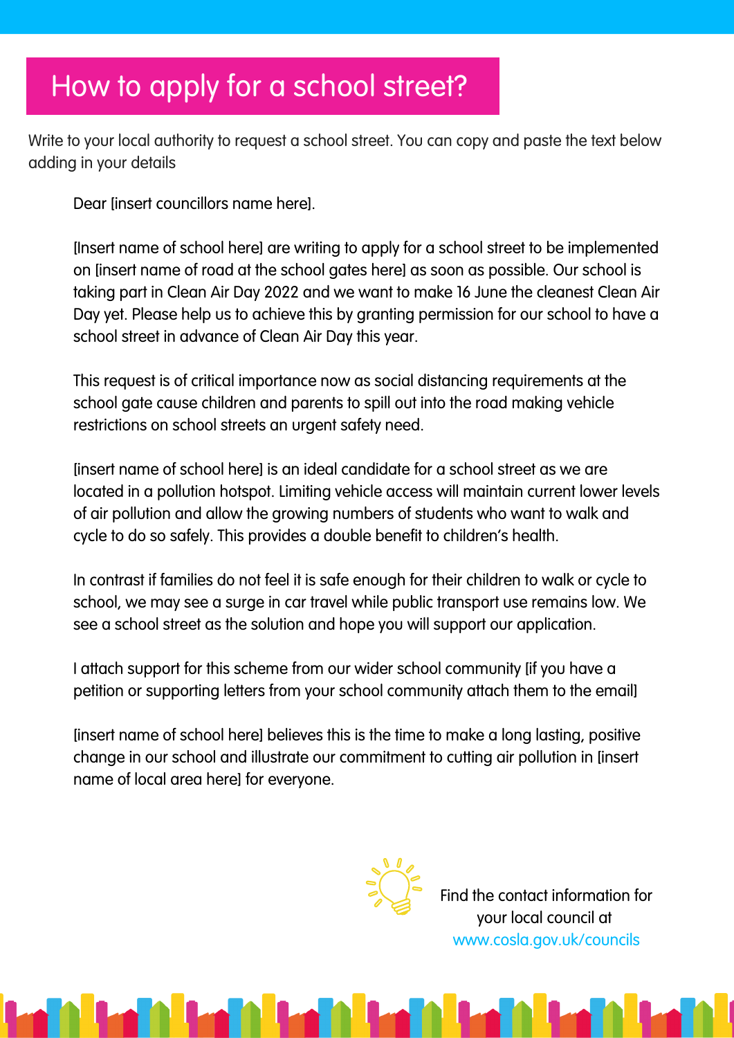# How to apply for a school street?

Write to your local authority to request a school street. You can copy and paste the text below adding in your details

Dear [insert councillors name here].

[Insert name of school here] are writing to apply for a school street to be implemented on [insert name of road at the school gates here] as soon as possible. Our school is taking part in Clean Air Day 2022 and we want to make 16 June the cleanest Clean Air Day yet. Please help us to achieve this by granting permission for our school to have a school street in advance of Clean Air Day this year.

This request is of critical importance now as social distancing requirements at the school gate cause children and parents to spill out into the road making vehicle restrictions on school streets an urgent safety need.

[insert name of school here] is an ideal candidate for a school street as we are located in a pollution hotspot. Limiting vehicle access will maintain current lower levels of air pollution and allow the growing numbers of students who want to walk and cycle to do so safely. This provides a double benefit to children's health.

In contrast if families do not feel it is safe enough for their children to walk or cycle to school, we may see a surge in car travel while public transport use remains low. We see a school street as the solution and hope you will support our application.

I attach support for this scheme from our wider school community [if you have a petition or supporting letters from your school community attach them to the email]

[insert name of school here] believes this is the time to make a long lasting, positive change in our school and illustrate our commitment to cutting air pollution in [insert name of local area here] for everyone.

Find the contact information for your local council at www.cosla.gov.uk/councils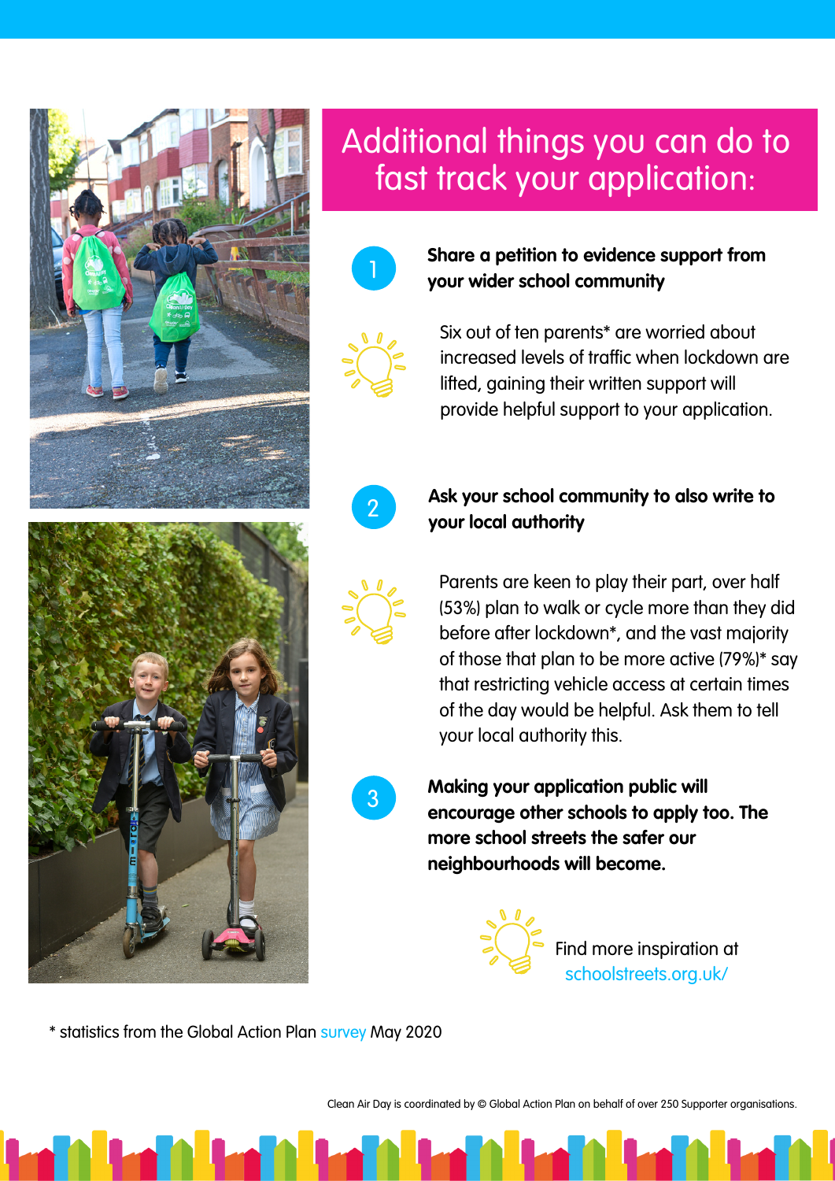# Additional things you can do to fast track your application:

1. **Share a petition to evidence support from your wider school community**

   Six out of ten parents* are worried about increased levels of traffic when lockdown are lifted, gaining their written support will provide helpful support to your application.

2. **Ask your school community to also write to your local authority**

   Parents are keen to play their part, over half (53%) plan to walk or cycle more than they did before after lockdown*, and the vast majority of those that plan to be more active (79%)* say that restricting vehicle access at certain times of the day would be helpful. Ask them to tell your local authority this.

3. **Making your application public will encourage other schools to apply too. The more school streets the safer our neighbourhoods will become.**

Find more inspiration at schoolstreets.org.uk/

* statistics from the Global Action Plan survey May 2020

Clean Air Day is coordinated by © Global Action Plan on behalf of over 250 Supporter organisations.